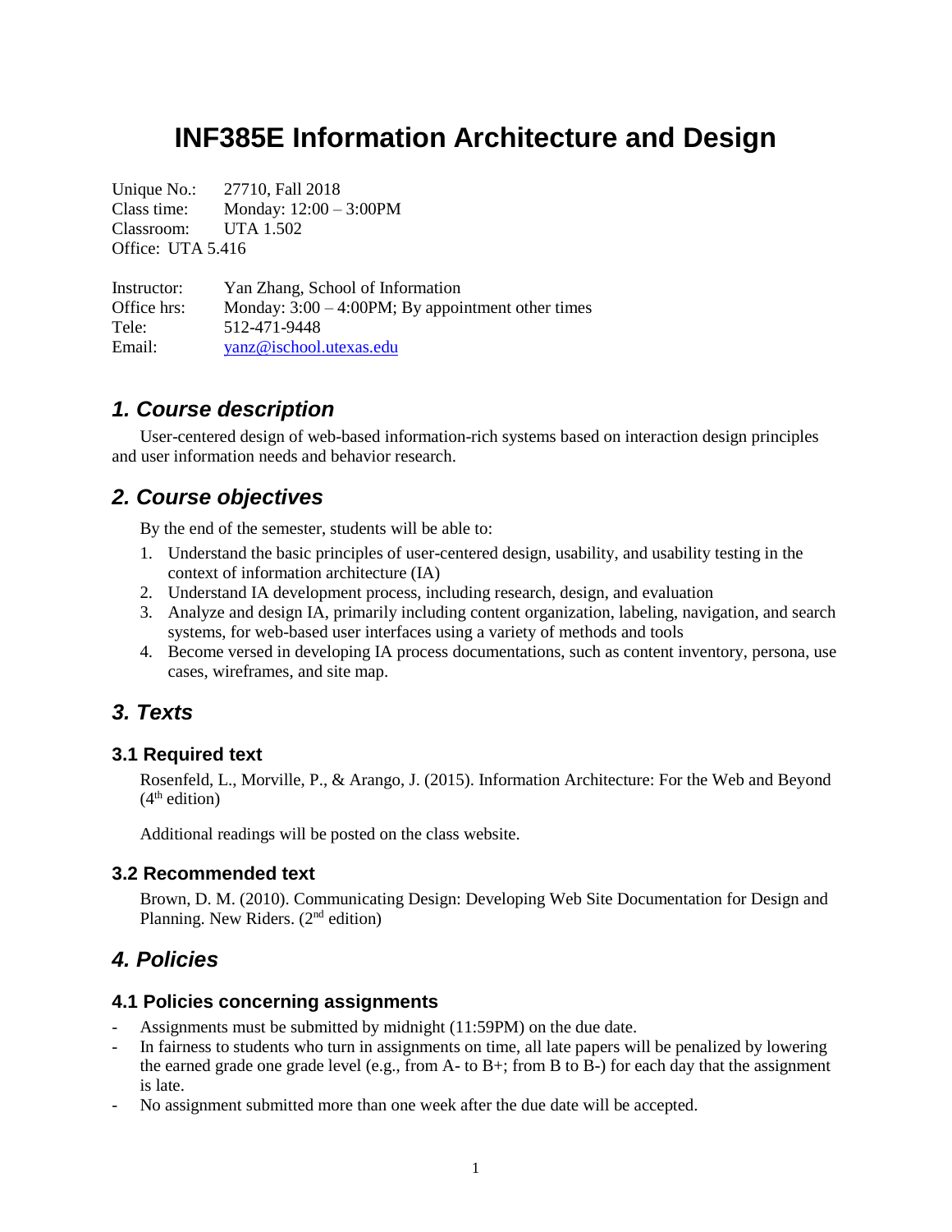# INF385E Information Architecture and Design

Unique No.: 27710, Fall 2018
Class time: Monday: 12:00 – 3:00PM
Classroom: UTA 1.502
Office: UTA 5.416

Instructor: Yan Zhang, School of Information
Office hrs: Monday: 3:00 – 4:00PM; By appointment other times
Tele: 512-471-9448
Email: yanz@ischool.utexas.edu

## *1. Course description*

User-centered design of web-based information-rich systems based on interaction design principles and user information needs and behavior research.

## *2. Course objectives*

By the end of the semester, students will be able to:

1. Understand the basic principles of user-centered design, usability, and usability testing in the context of information architecture (IA)
2. Understand IA development process, including research, design, and evaluation
3. Analyze and design IA, primarily including content organization, labeling, navigation, and search systems, for web-based user interfaces using a variety of methods and tools
4. Become versed in developing IA process documentations, such as content inventory, persona, use cases, wireframes, and site map.

## *3. Texts*

### 3.1 Required text

Rosenfeld, L., Morville, P., & Arango, J. (2015). Information Architecture: For the Web and Beyond (4th edition)

Additional readings will be posted on the class website.

### 3.2 Recommended text

Brown, D. M. (2010). Communicating Design: Developing Web Site Documentation for Design and Planning. New Riders. (2nd edition)

## *4. Policies*

### 4.1 Policies concerning assignments

- Assignments must be submitted by midnight (11:59PM) on the due date.
- In fairness to students who turn in assignments on time, all late papers will be penalized by lowering the earned grade one grade level (e.g., from A- to B+; from B to B-) for each day that the assignment is late.
- No assignment submitted more than one week after the due date will be accepted.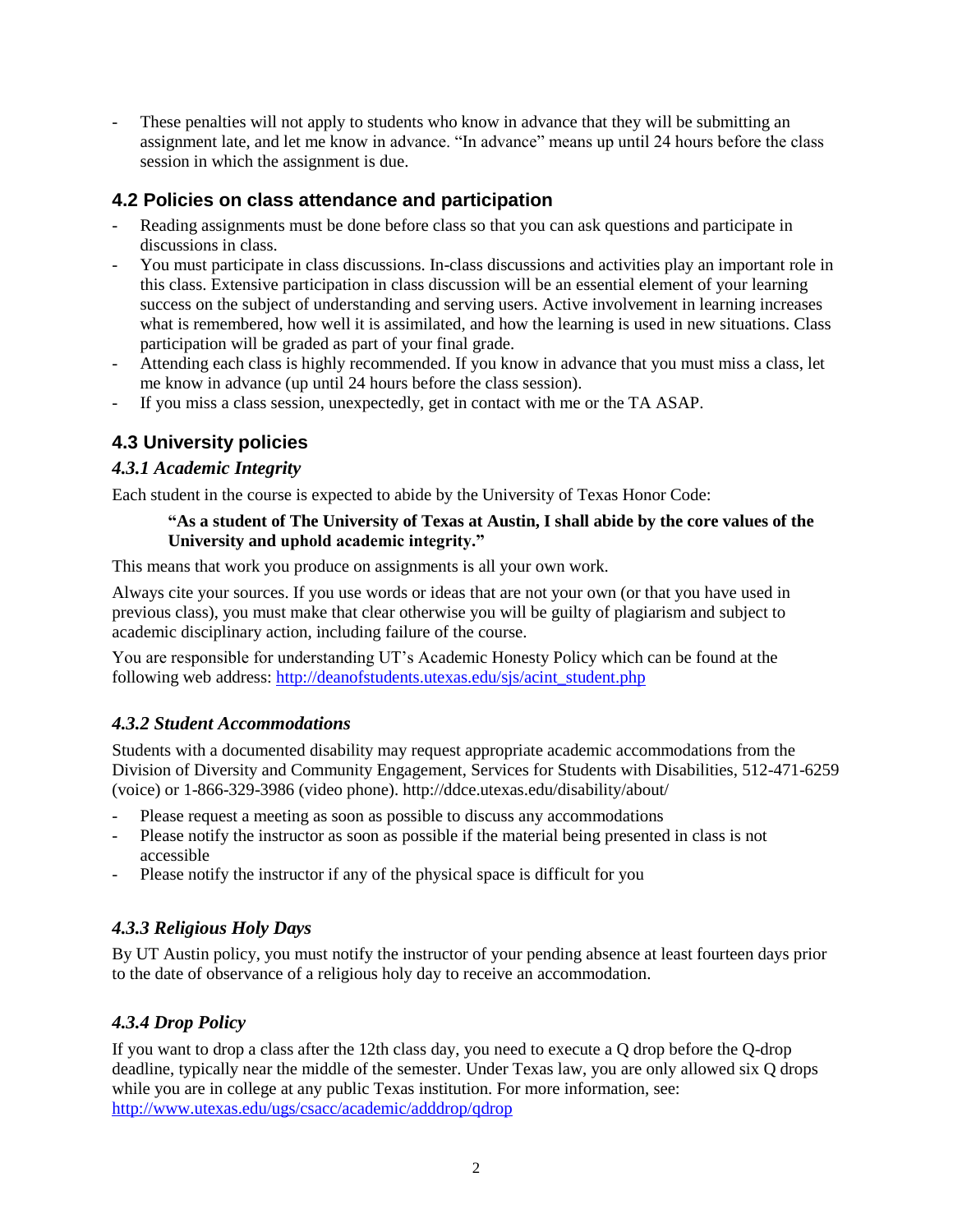- These penalties will not apply to students who know in advance that they will be submitting an assignment late, and let me know in advance. "In advance" means up until 24 hours before the class session in which the assignment is due.

## 4.2 Policies on class attendance and participation

- Reading assignments must be done before class so that you can ask questions and participate in discussions in class.
- You must participate in class discussions. In-class discussions and activities play an important role in this class. Extensive participation in class discussion will be an essential element of your learning success on the subject of understanding and serving users. Active involvement in learning increases what is remembered, how well it is assimilated, and how the learning is used in new situations. Class participation will be graded as part of your final grade.
- Attending each class is highly recommended. If you know in advance that you must miss a class, let me know in advance (up until 24 hours before the class session).
- If you miss a class session, unexpectedly, get in contact with me or the TA ASAP.

## 4.3 University policies

### *4.3.1 Academic Integrity*

Each student in the course is expected to abide by the University of Texas Honor Code:

> **"As a student of The University of Texas at Austin, I shall abide by the core values of the University and uphold academic integrity."**

This means that work you produce on assignments is all your own work.

Always cite your sources. If you use words or ideas that are not your own (or that you have used in previous class), you must make that clear otherwise you will be guilty of plagiarism and subject to academic disciplinary action, including failure of the course.

You are responsible for understanding UT's Academic Honesty Policy which can be found at the following web address: http://deanofstudents.utexas.edu/sjs/acint_student.php

### *4.3.2 Student Accommodations*

Students with a documented disability may request appropriate academic accommodations from the Division of Diversity and Community Engagement, Services for Students with Disabilities, 512-471-6259 (voice) or 1-866-329-3986 (video phone). http://ddce.utexas.edu/disability/about/

- Please request a meeting as soon as possible to discuss any accommodations
- Please notify the instructor as soon as possible if the material being presented in class is not accessible
- Please notify the instructor if any of the physical space is difficult for you

### *4.3.3 Religious Holy Days*

By UT Austin policy, you must notify the instructor of your pending absence at least fourteen days prior to the date of observance of a religious holy day to receive an accommodation.

### *4.3.4 Drop Policy*

If you want to drop a class after the 12th class day, you need to execute a Q drop before the Q-drop deadline, typically near the middle of the semester. Under Texas law, you are only allowed six Q drops while you are in college at any public Texas institution. For more information, see: http://www.utexas.edu/ugs/csacc/academic/adddrop/qdrop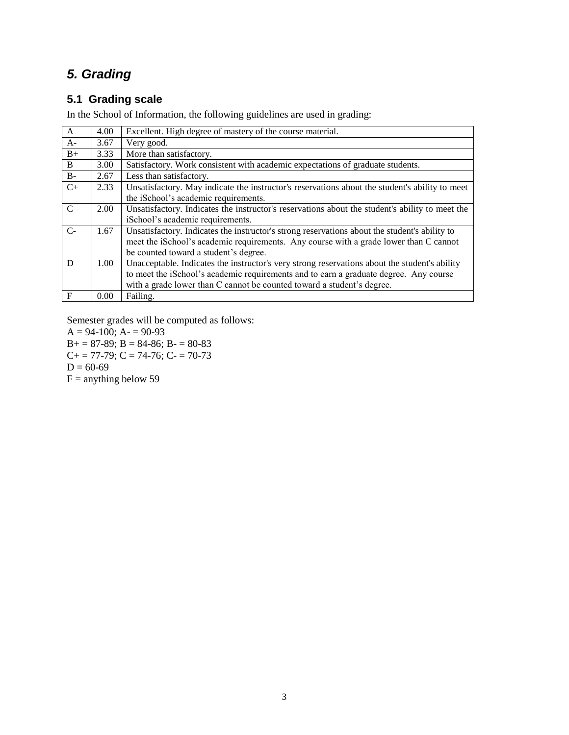## *5. Grading*

### 5.1 Grading scale

In the School of Information, the following guidelines are used in grading:

| | | |
|---|---|---|
| A | 4.00 | Excellent. High degree of mastery of the course material. |
| A- | 3.67 | Very good. |
| B+ | 3.33 | More than satisfactory. |
| B | 3.00 | Satisfactory. Work consistent with academic expectations of graduate students. |
| B- | 2.67 | Less than satisfactory. |
| C+ | 2.33 | Unsatisfactory. May indicate the instructor's reservations about the student's ability to meet the iSchool's academic requirements. |
| C | 2.00 | Unsatisfactory. Indicates the instructor's reservations about the student's ability to meet the iSchool's academic requirements. |
| C- | 1.67 | Unsatisfactory. Indicates the instructor's strong reservations about the student's ability to meet the iSchool's academic requirements. Any course with a grade lower than C cannot be counted toward a student's degree. |
| D | 1.00 | Unacceptable. Indicates the instructor's very strong reservations about the student's ability to meet the iSchool's academic requirements and to earn a graduate degree. Any course with a grade lower than C cannot be counted toward a student's degree. |
| F | 0.00 | Failing. |

Semester grades will be computed as follows:
A = 94-100; A- = 90-93
B+ = 87-89; B = 84-86; B- = 80-83
C+ = 77-79; C = 74-76; C- = 70-73
D = 60-69
F = anything below 59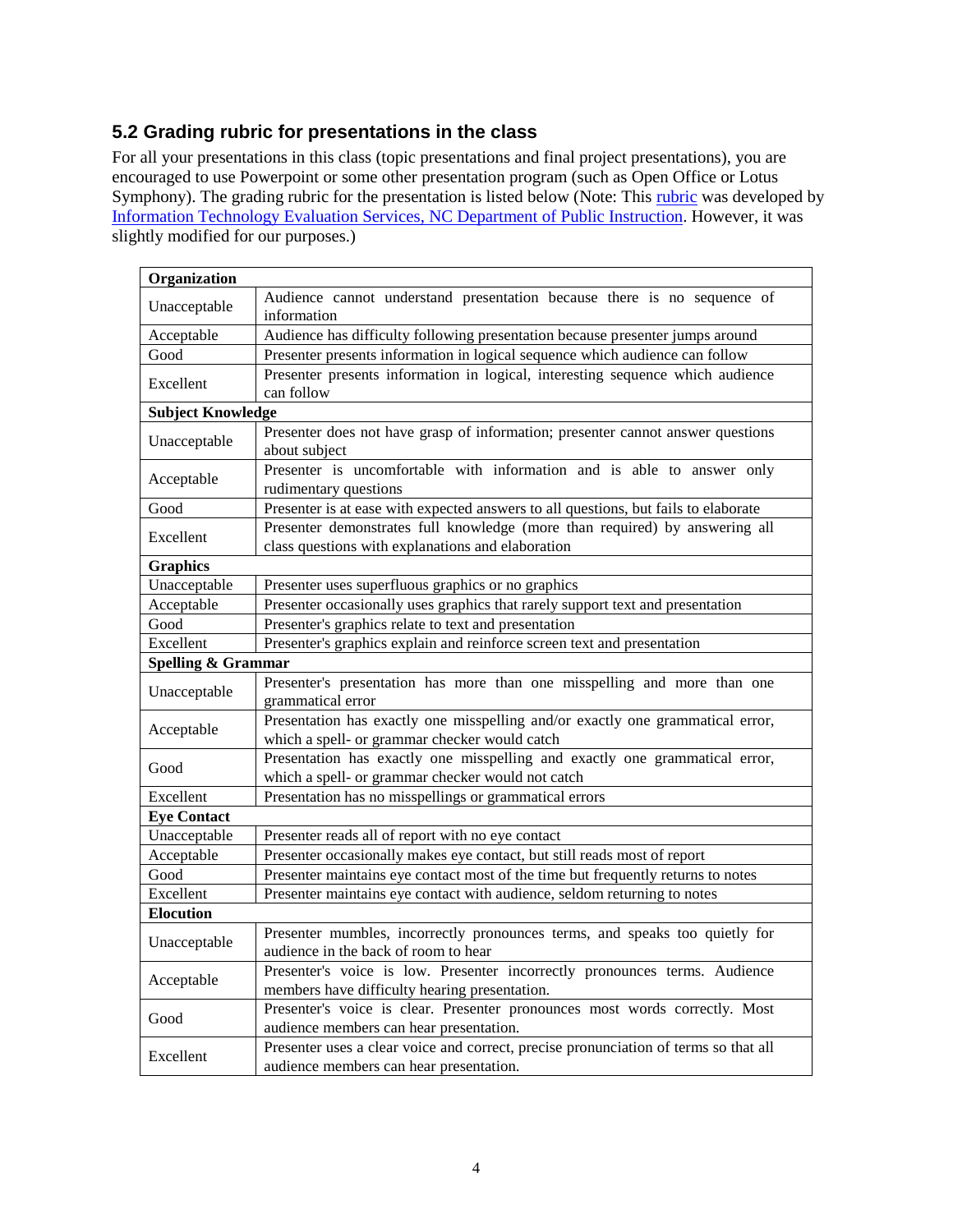## 5.2 Grading rubric for presentations in the class

For all your presentations in this class (topic presentations and final project presentations), you are encouraged to use Powerpoint or some other presentation program (such as Open Office or Lotus Symphony). The grading rubric for the presentation is listed below (Note: This rubric was developed by Information Technology Evaluation Services, NC Department of Public Instruction. However, it was slightly modified for our purposes.)

| **Organization** | |
|---|---|
| Unacceptable | Audience cannot understand presentation because there is no sequence of information |
| Acceptable | Audience has difficulty following presentation because presenter jumps around |
| Good | Presenter presents information in logical sequence which audience can follow |
| Excellent | Presenter presents information in logical, interesting sequence which audience can follow |
| **Subject Knowledge** | |
| Unacceptable | Presenter does not have grasp of information; presenter cannot answer questions about subject |
| Acceptable | Presenter is uncomfortable with information and is able to answer only rudimentary questions |
| Good | Presenter is at ease with expected answers to all questions, but fails to elaborate |
| Excellent | Presenter demonstrates full knowledge (more than required) by answering all class questions with explanations and elaboration |
| **Graphics** | |
| Unacceptable | Presenter uses superfluous graphics or no graphics |
| Acceptable | Presenter occasionally uses graphics that rarely support text and presentation |
| Good | Presenter's graphics relate to text and presentation |
| Excellent | Presenter's graphics explain and reinforce screen text and presentation |
| **Spelling & Grammar** | |
| Unacceptable | Presenter's presentation has more than one misspelling and more than one grammatical error |
| Acceptable | Presentation has exactly one misspelling and/or exactly one grammatical error, which a spell- or grammar checker would catch |
| Good | Presentation has exactly one misspelling and exactly one grammatical error, which a spell- or grammar checker would not catch |
| Excellent | Presentation has no misspellings or grammatical errors |
| **Eye Contact** | |
| Unacceptable | Presenter reads all of report with no eye contact |
| Acceptable | Presenter occasionally makes eye contact, but still reads most of report |
| Good | Presenter maintains eye contact most of the time but frequently returns to notes |
| Excellent | Presenter maintains eye contact with audience, seldom returning to notes |
| **Elocution** | |
| Unacceptable | Presenter mumbles, incorrectly pronounces terms, and speaks too quietly for audience in the back of room to hear |
| Acceptable | Presenter's voice is low. Presenter incorrectly pronounces terms. Audience members have difficulty hearing presentation. |
| Good | Presenter's voice is clear. Presenter pronounces most words correctly. Most audience members can hear presentation. |
| Excellent | Presenter uses a clear voice and correct, precise pronunciation of terms so that all audience members can hear presentation. |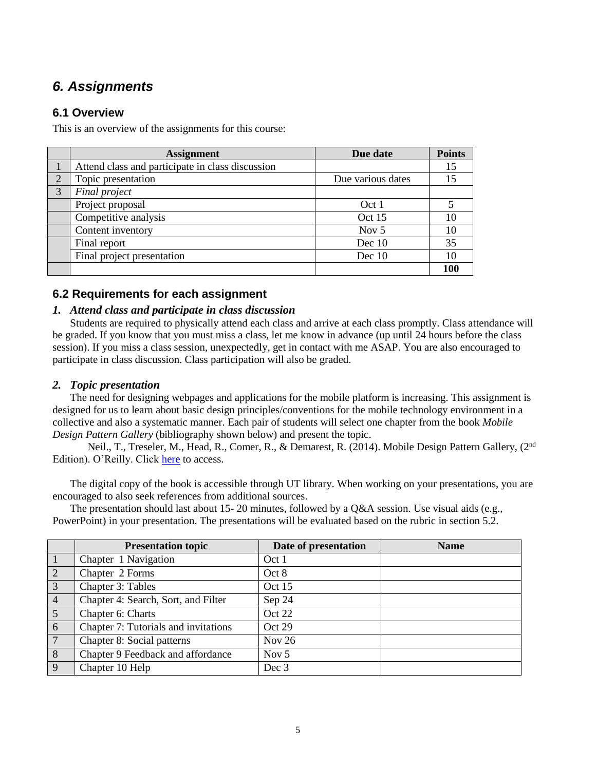## *6. Assignments*

### 6.1 Overview

This is an overview of the assignments for this course:

| | Assignment | Due date | Points |
|---|---|---|---|
| 1 | Attend class and participate in class discussion | | 15 |
| 2 | Topic presentation | Due various dates | 15 |
| 3 | *Final project* | | |
| | Project proposal | Oct 1 | 5 |
| | Competitive analysis | Oct 15 | 10 |
| | Content inventory | Nov 5 | 10 |
| | Final report | Dec 10 | 35 |
| | Final project presentation | Dec 10 | 10 |
| | | | **100** |

### 6.2 Requirements for each assignment

#### *1. Attend class and participate in class discussion*

Students are required to physically attend each class and arrive at each class promptly. Class attendance will be graded. If you know that you must miss a class, let me know in advance (up until 24 hours before the class session). If you miss a class session, unexpectedly, get in contact with me ASAP. You are also encouraged to participate in class discussion. Class participation will also be graded.

#### *2. Topic presentation*

The need for designing webpages and applications for the mobile platform is increasing. This assignment is designed for us to learn about basic design principles/conventions for the mobile technology environment in a collective and also a systematic manner. Each pair of students will select one chapter from the book *Mobile Design Pattern Gallery* (bibliography shown below) and present the topic.

Neil., T., Treseler, M., Head, R., Comer, R., & Demarest, R. (2014). Mobile Design Pattern Gallery, (2nd Edition). O'Reilly. Click here to access.

The digital copy of the book is accessible through UT library. When working on your presentations, you are encouraged to also seek references from additional sources.

The presentation should last about 15- 20 minutes, followed by a Q&A session. Use visual aids (e.g., PowerPoint) in your presentation. The presentations will be evaluated based on the rubric in section 5.2.

| | Presentation topic | Date of presentation | Name |
|---|---|---|---|
| 1 | Chapter 1 Navigation | Oct 1 | |
| 2 | Chapter 2 Forms | Oct 8 | |
| 3 | Chapter 3: Tables | Oct 15 | |
| 4 | Chapter 4: Search, Sort, and Filter | Sep 24 | |
| 5 | Chapter 6: Charts | Oct 22 | |
| 6 | Chapter 7: Tutorials and invitations | Oct 29 | |
| 7 | Chapter 8: Social patterns | Nov 26 | |
| 8 | Chapter 9 Feedback and affordance | Nov 5 | |
| 9 | Chapter 10 Help | Dec 3 | |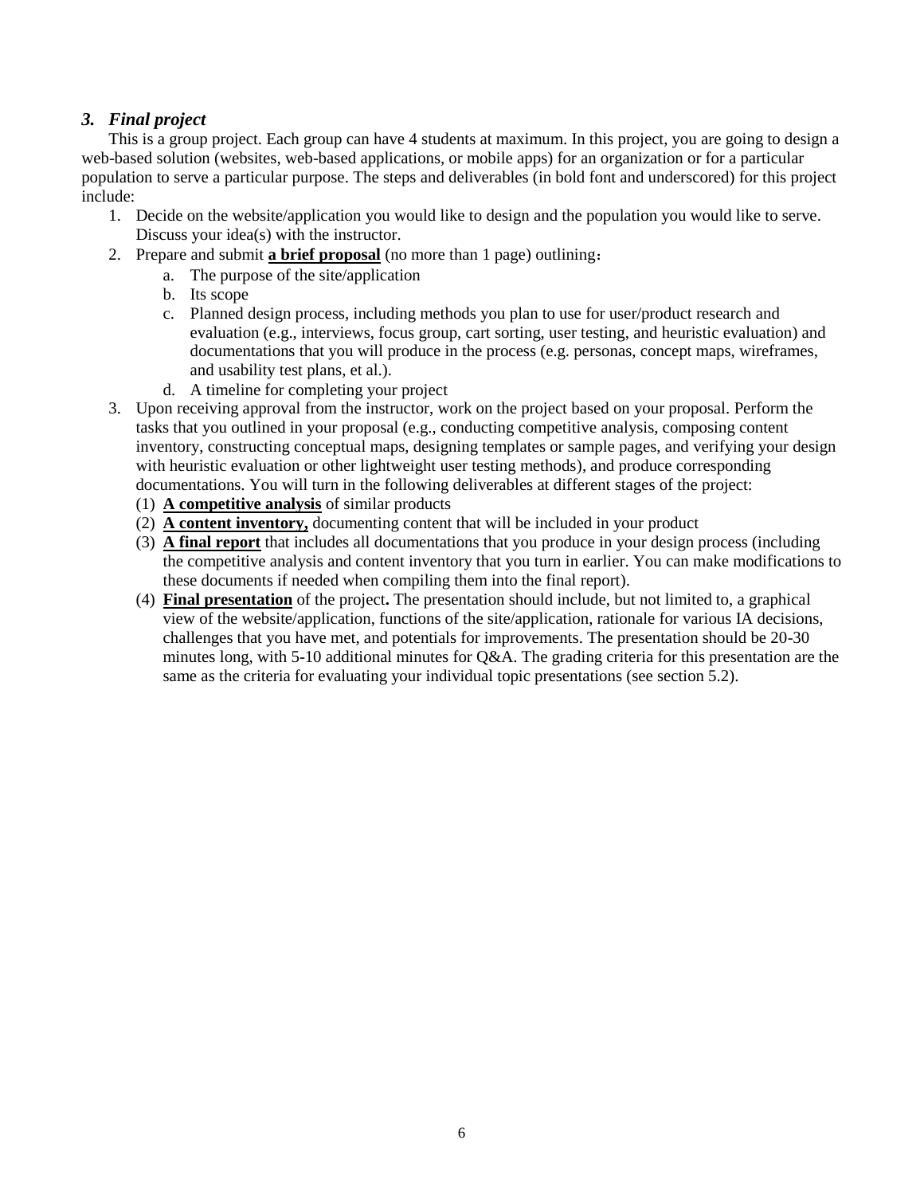### *3. Final project*

This is a group project. Each group can have 4 students at maximum. In this project, you are going to design a web-based solution (websites, web-based applications, or mobile apps) for an organization or for a particular population to serve a particular purpose. The steps and deliverables (in bold font and underscored) for this project include:

1. Decide on the website/application you would like to design and the population you would like to serve. Discuss your idea(s) with the instructor.
2. Prepare and submit **<u>a brief proposal</u>** (no more than 1 page) outlining：
    a. The purpose of the site/application
    b. Its scope
    c. Planned design process, including methods you plan to use for user/product research and evaluation (e.g., interviews, focus group, cart sorting, user testing, and heuristic evaluation) and documentations that you will produce in the process (e.g. personas, concept maps, wireframes, and usability test plans, et al.).
    d. A timeline for completing your project
3. Upon receiving approval from the instructor, work on the project based on your proposal. Perform the tasks that you outlined in your proposal (e.g., conducting competitive analysis, composing content inventory, constructing conceptual maps, designing templates or sample pages, and verifying your design with heuristic evaluation or other lightweight user testing methods), and produce corresponding documentations. You will turn in the following deliverables at different stages of the project:
    (1) **<u>A competitive analysis</u>** of similar products
    (2) **<u>A content inventory,</u>** documenting content that will be included in your product
    (3) **<u>A final report</u>** that includes all documentations that you produce in your design process (including the competitive analysis and content inventory that you turn in earlier. You can make modifications to these documents if needed when compiling them into the final report).
    (4) **<u>Final presentation</u>** of the project**.** The presentation should include, but not limited to, a graphical view of the website/application, functions of the site/application, rationale for various IA decisions, challenges that you have met, and potentials for improvements. The presentation should be 20-30 minutes long, with 5-10 additional minutes for Q&A. The grading criteria for this presentation are the same as the criteria for evaluating your individual topic presentations (see section 5.2).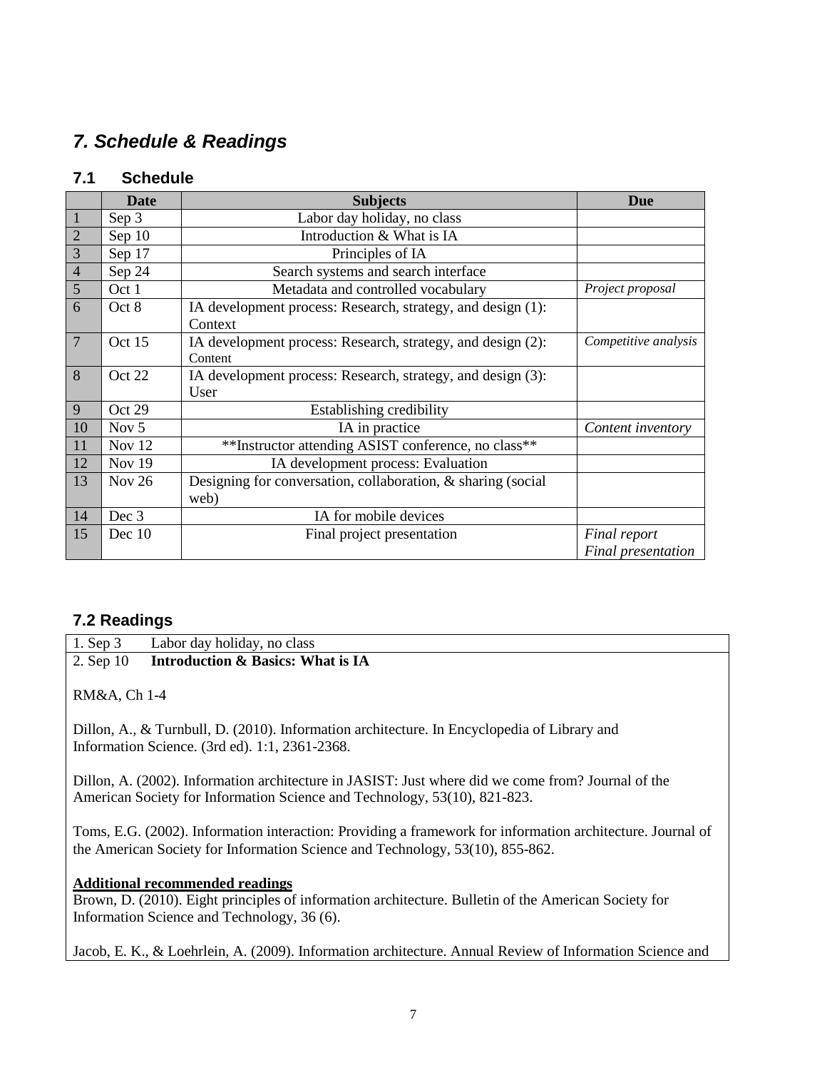## *7. Schedule & Readings*

### 7.1 Schedule

| | Date | Subjects | Due |
|---|---|---|---|
| 1 | Sep 3 | Labor day holiday, no class | |
| 2 | Sep 10 | Introduction & What is IA | |
| 3 | Sep 17 | Principles of IA | |
| 4 | Sep 24 | Search systems and search interface | |
| 5 | Oct 1 | Metadata and controlled vocabulary | *Project proposal* |
| 6 | Oct 8 | IA development process: Research, strategy, and design (1): Context | |
| 7 | Oct 15 | IA development process: Research, strategy, and design (2): Content | *Competitive analysis* |
| 8 | Oct 22 | IA development process: Research, strategy, and design (3): User | |
| 9 | Oct 29 | Establishing credibility | |
| 10 | Nov 5 | IA in practice | *Content inventory* |
| 11 | Nov 12 | **Instructor attending ASIST conference, no class** | |
| 12 | Nov 19 | IA development process: Evaluation | |
| 13 | Nov 26 | Designing for conversation, collaboration, & sharing (social web) | |
| 14 | Dec 3 | IA for mobile devices | |
| 15 | Dec 10 | Final project presentation | *Final report*<br>*Final presentation* |

### 7.2 Readings

1. Sep 3 Labor day holiday, no class

2. Sep 10 **Introduction & Basics: What is IA**

RM&A, Ch 1-4

Dillon, A., & Turnbull, D. (2010). Information architecture. In Encyclopedia of Library and Information Science. (3rd ed). 1:1, 2361-2368.

Dillon, A. (2002). Information architecture in JASIST: Just where did we come from? Journal of the American Society for Information Science and Technology, 53(10), 821-823.

Toms, E.G. (2002). Information interaction: Providing a framework for information architecture. Journal of the American Society for Information Science and Technology, 53(10), 855-862.

**Additional recommended readings**

Brown, D. (2010). Eight principles of information architecture. Bulletin of the American Society for Information Science and Technology, 36 (6).

Jacob, E. K., & Loehrlein, A. (2009). Information architecture. Annual Review of Information Science and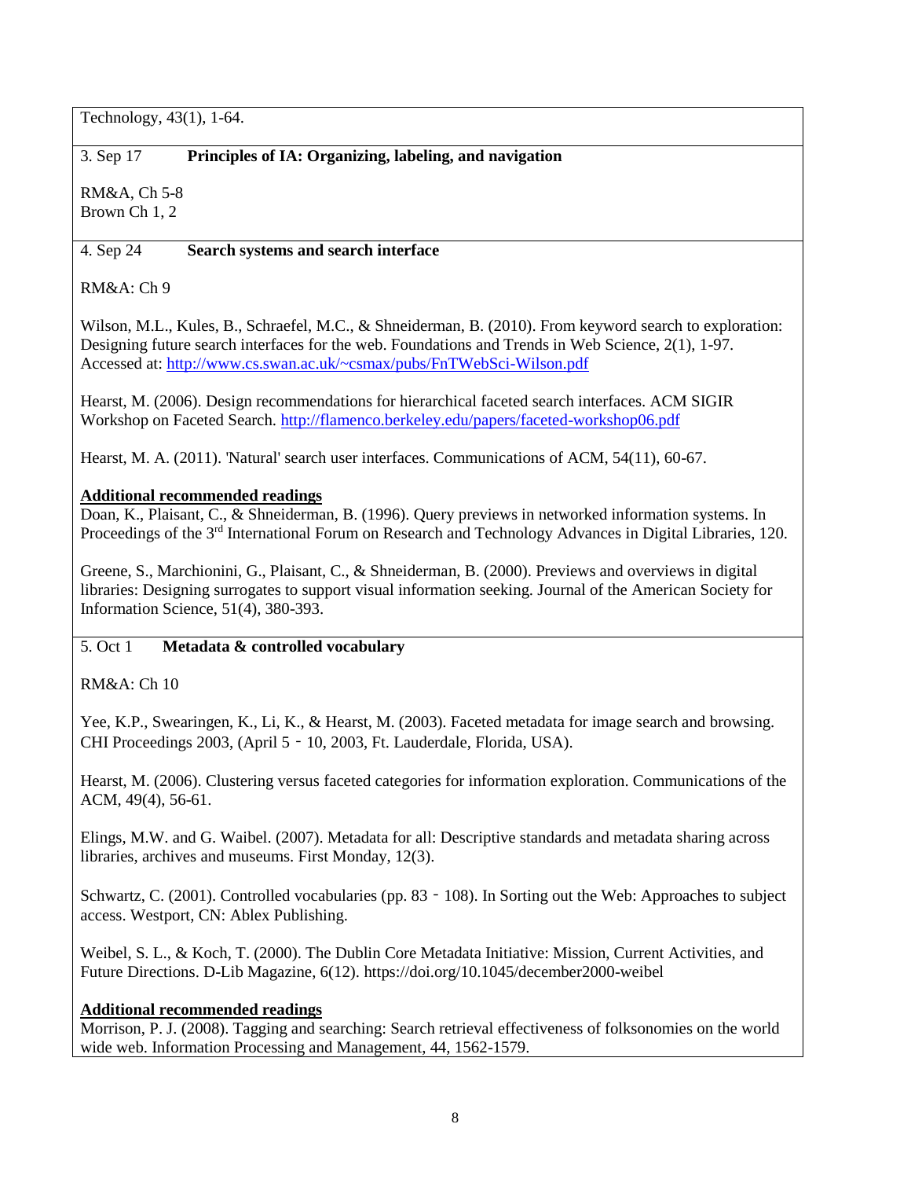Technology, 43(1), 1-64.

3. Sep 17 **Principles of IA: Organizing, labeling, and navigation**

RM&A, Ch 5-8
Brown Ch 1, 2

4. Sep 24 **Search systems and search interface**

RM&A: Ch 9

Wilson, M.L., Kules, B., Schraefel, M.C., & Shneiderman, B. (2010). From keyword search to exploration: Designing future search interfaces for the web. Foundations and Trends in Web Science, 2(1), 1-97. Accessed at: [http://www.cs.swan.ac.uk/~csmax/pubs/FnTWebSci-Wilson.pdf](http://www.cs.swan.ac.uk/~csmax/pubs/FnTWebSci-Wilson.pdf)

Hearst, M. (2006). Design recommendations for hierarchical faceted search interfaces. ACM SIGIR Workshop on Faceted Search. [http://flamenco.berkeley.edu/papers/faceted-workshop06.pdf](http://flamenco.berkeley.edu/papers/faceted-workshop06.pdf)

Hearst, M. A. (2011). 'Natural' search user interfaces. Communications of ACM, 54(11), 60-67.

**Additional recommended readings**

Doan, K., Plaisant, C., & Shneiderman, B. (1996). Query previews in networked information systems. In Proceedings of the 3rd International Forum on Research and Technology Advances in Digital Libraries, 120.

Greene, S., Marchionini, G., Plaisant, C., & Shneiderman, B. (2000). Previews and overviews in digital libraries: Designing surrogates to support visual information seeking. Journal of the American Society for Information Science, 51(4), 380-393.

5. Oct 1 **Metadata & controlled vocabulary**

RM&A: Ch 10

Yee, K.P., Swearingen, K., Li, K., & Hearst, M. (2003). Faceted metadata for image search and browsing. CHI Proceedings 2003, (April 5 - 10, 2003, Ft. Lauderdale, Florida, USA).

Hearst, M. (2006). Clustering versus faceted categories for information exploration. Communications of the ACM, 49(4), 56-61.

Elings, M.W. and G. Waibel. (2007). Metadata for all: Descriptive standards and metadata sharing across libraries, archives and museums. First Monday, 12(3).

Schwartz, C. (2001). Controlled vocabularies (pp. 83 - 108). In Sorting out the Web: Approaches to subject access. Westport, CN: Ablex Publishing.

Weibel, S. L., & Koch, T. (2000). The Dublin Core Metadata Initiative: Mission, Current Activities, and Future Directions. D-Lib Magazine, 6(12). https://doi.org/10.1045/december2000-weibel

**Additional recommended readings**

Morrison, P. J. (2008). Tagging and searching: Search retrieval effectiveness of folksonomies on the world wide web. Information Processing and Management, 44, 1562-1579.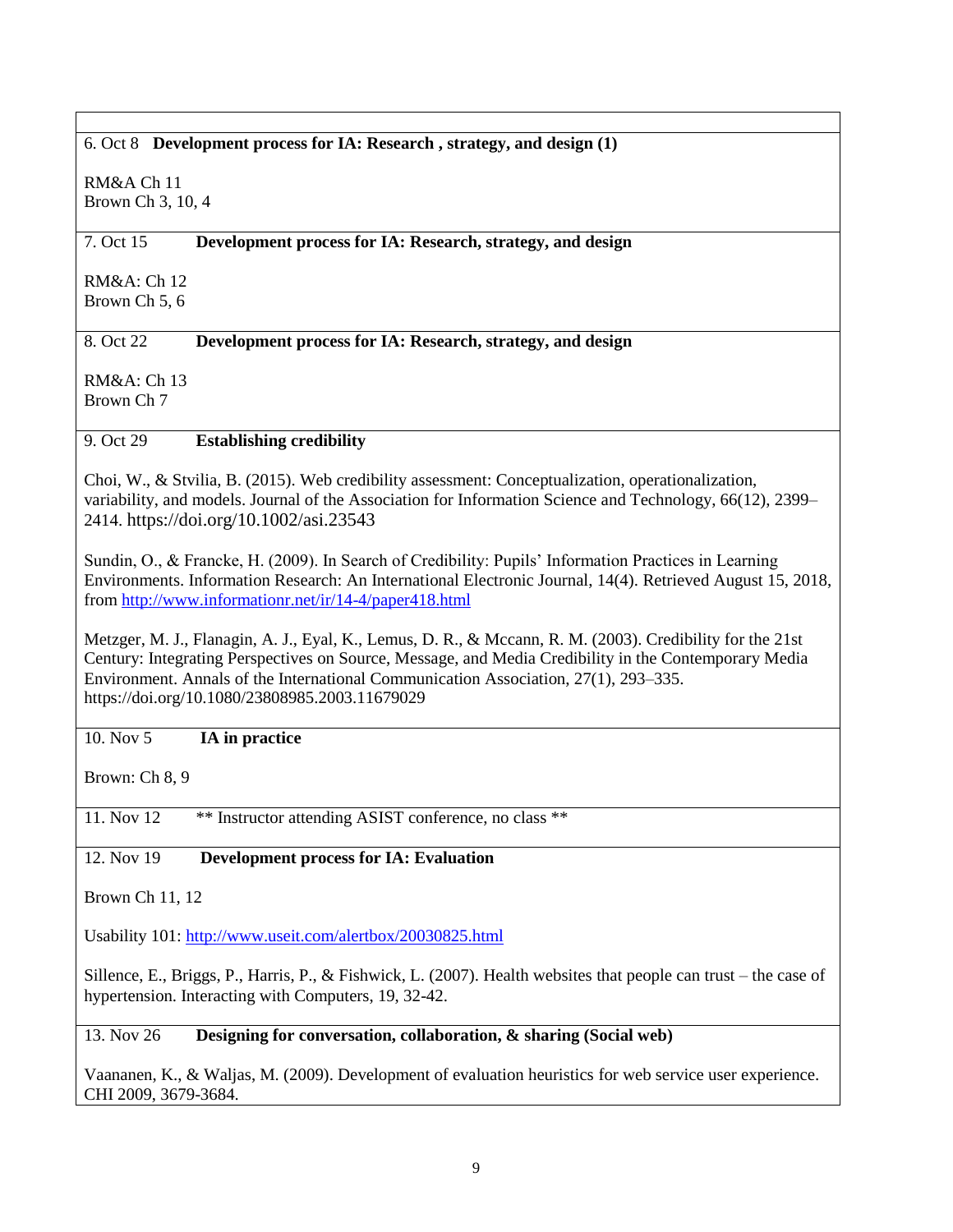| |
|---|
| 6. Oct 8 **Development process for IA: Research , strategy, and design (1)**<br><br>RM&A Ch 11<br>Brown Ch 3, 10, 4 |
| 7. Oct 15 **Development process for IA: Research, strategy, and design**<br><br>RM&A: Ch 12<br>Brown Ch 5, 6 |
| 8. Oct 22 **Development process for IA: Research, strategy, and design**<br><br>RM&A: Ch 13<br>Brown Ch 7 |
| 9. Oct 29 **Establishing credibility**<br><br>Choi, W., & Stvilia, B. (2015). Web credibility assessment: Conceptualization, operationalization, variability, and models. Journal of the Association for Information Science and Technology, 66(12), 2399–2414. https://doi.org/10.1002/asi.23543<br><br>Sundin, O., & Francke, H. (2009). In Search of Credibility: Pupils' Information Practices in Learning Environments. Information Research: An International Electronic Journal, 14(4). Retrieved August 15, 2018, from http://www.informationr.net/ir/14-4/paper418.html<br><br>Metzger, M. J., Flanagin, A. J., Eyal, K., Lemus, D. R., & Mccann, R. M. (2003). Credibility for the 21st Century: Integrating Perspectives on Source, Message, and Media Credibility in the Contemporary Media Environment. Annals of the International Communication Association, 27(1), 293–335. https://doi.org/10.1080/23808985.2003.11679029 |
| 10. Nov 5 **IA in practice**<br><br>Brown: Ch 8, 9 |
| 11. Nov 12 ** Instructor attending ASIST conference, no class ** |
| 12. Nov 19 **Development process for IA: Evaluation**<br><br>Brown Ch 11, 12<br><br>Usability 101: http://www.useit.com/alertbox/20030825.html<br><br>Sillence, E., Briggs, P., Harris, P., & Fishwick, L. (2007). Health websites that people can trust – the case of hypertension. Interacting with Computers, 19, 32-42. |
| 13. Nov 26 **Designing for conversation, collaboration, & sharing (Social web)**<br><br>Vaananen, K., & Waljas, M. (2009). Development of evaluation heuristics for web service user experience. CHI 2009, 3679-3684. |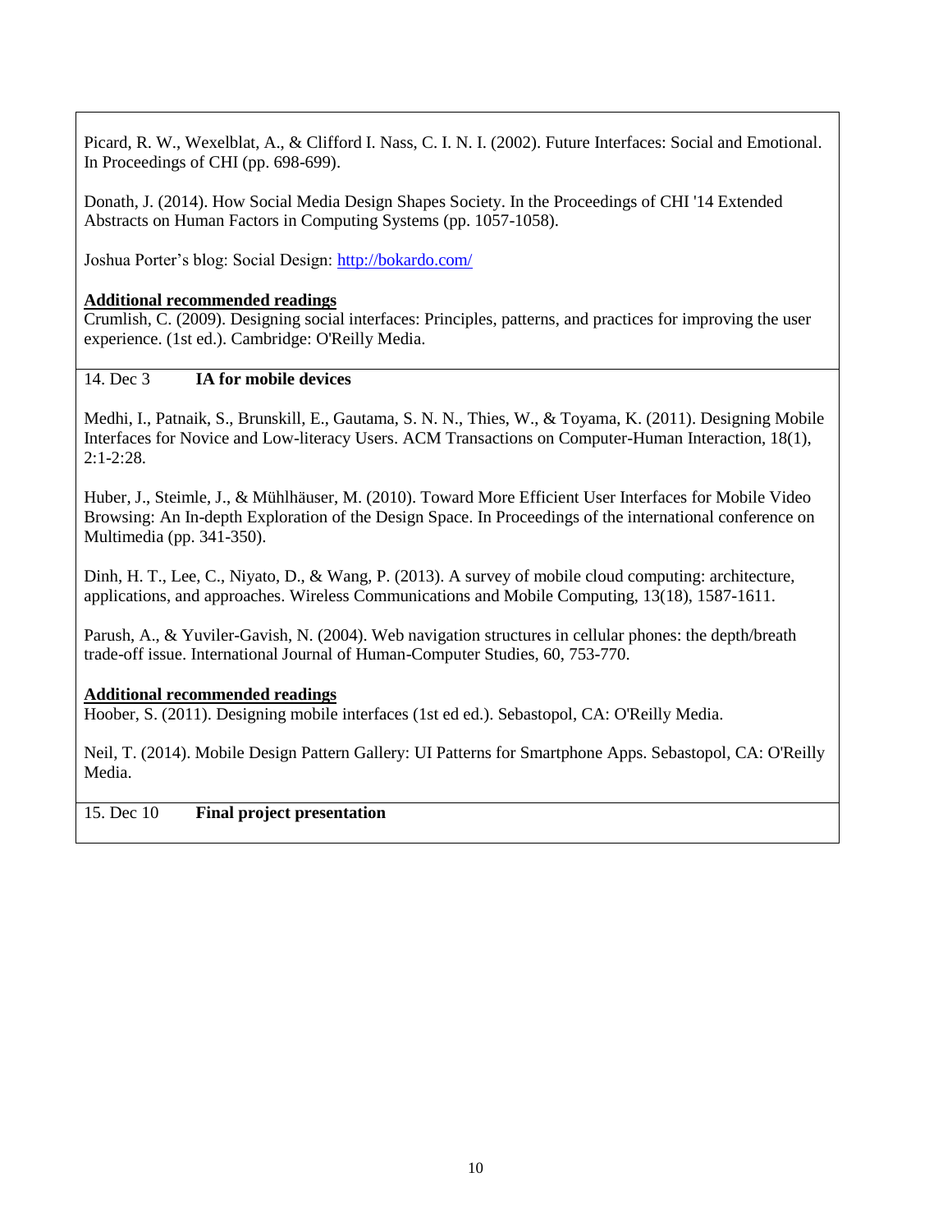Picard, R. W., Wexelblat, A., & Clifford I. Nass, C. I. N. I. (2002). Future Interfaces: Social and Emotional. In Proceedings of CHI (pp. 698-699).

Donath, J. (2014). How Social Media Design Shapes Society. In the Proceedings of CHI '14 Extended Abstracts on Human Factors in Computing Systems (pp. 1057-1058).

Joshua Porter's blog: Social Design: http://bokardo.com/

**Additional recommended readings**
Crumlish, C. (2009). Designing social interfaces: Principles, patterns, and practices for improving the user experience. (1st ed.). Cambridge: O'Reilly Media.

14. Dec 3 **IA for mobile devices**

Medhi, I., Patnaik, S., Brunskill, E., Gautama, S. N. N., Thies, W., & Toyama, K. (2011). Designing Mobile Interfaces for Novice and Low-literacy Users. ACM Transactions on Computer-Human Interaction, 18(1), 2:1-2:28.

Huber, J., Steimle, J., & Mühlhäuser, M. (2010). Toward More Efficient User Interfaces for Mobile Video Browsing: An In-depth Exploration of the Design Space. In Proceedings of the international conference on Multimedia (pp. 341-350).

Dinh, H. T., Lee, C., Niyato, D., & Wang, P. (2013). A survey of mobile cloud computing: architecture, applications, and approaches. Wireless Communications and Mobile Computing, 13(18), 1587-1611.

Parush, A., & Yuviler-Gavish, N. (2004). Web navigation structures in cellular phones: the depth/breath trade-off issue. International Journal of Human-Computer Studies, 60, 753-770.

**Additional recommended readings**
Hoober, S. (2011). Designing mobile interfaces (1st ed ed.). Sebastopol, CA: O'Reilly Media.

Neil, T. (2014). Mobile Design Pattern Gallery: UI Patterns for Smartphone Apps. Sebastopol, CA: O'Reilly Media.

15. Dec 10 **Final project presentation**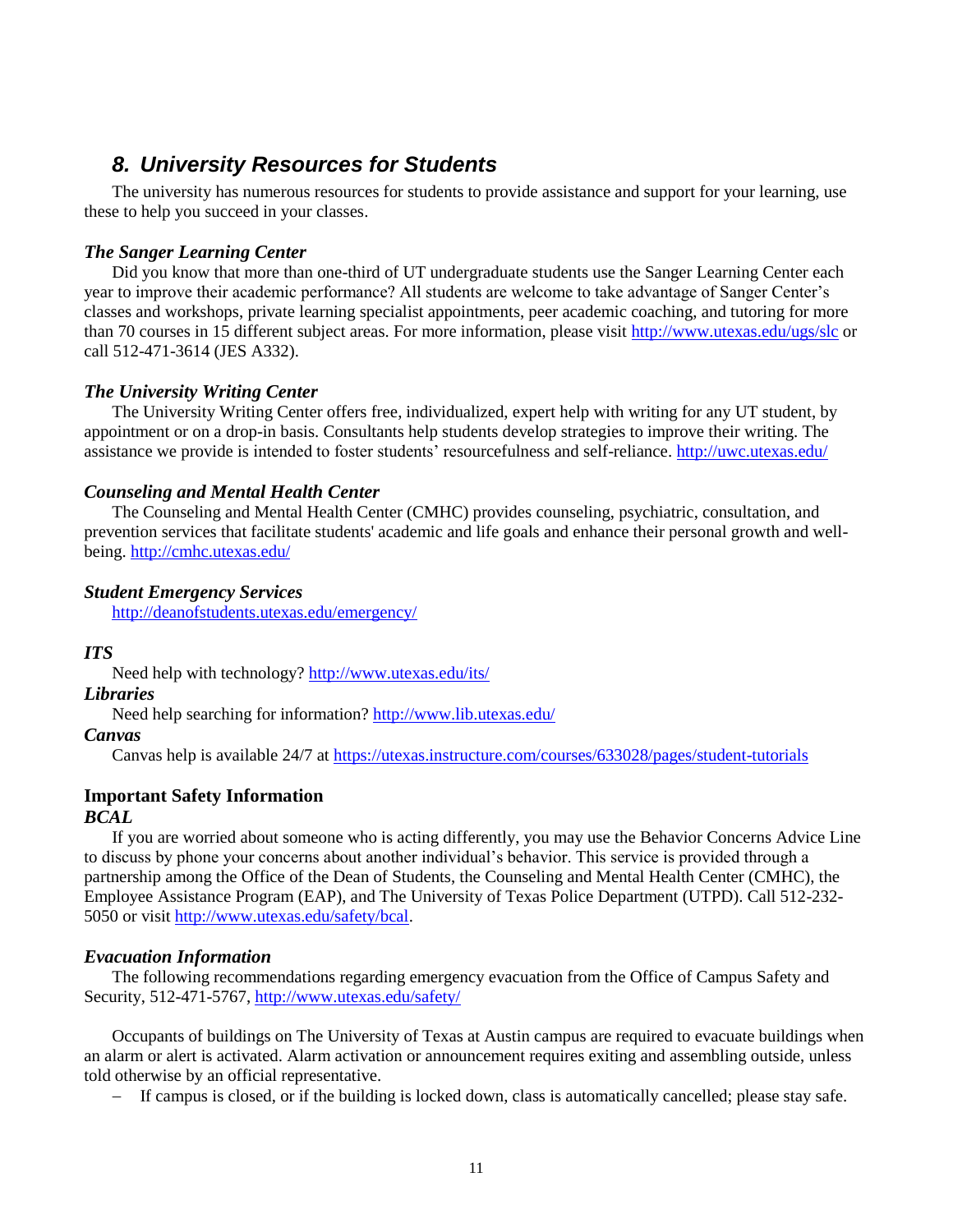## *8. University Resources for Students*

The university has numerous resources for students to provide assistance and support for your learning, use these to help you succeed in your classes.

### *The Sanger Learning Center*

Did you know that more than one-third of UT undergraduate students use the Sanger Learning Center each year to improve their academic performance? All students are welcome to take advantage of Sanger Center's classes and workshops, private learning specialist appointments, peer academic coaching, and tutoring for more than 70 courses in 15 different subject areas. For more information, please visit http://www.utexas.edu/ugs/slc or call 512-471-3614 (JES A332).

### *The University Writing Center*

The University Writing Center offers free, individualized, expert help with writing for any UT student, by appointment or on a drop-in basis. Consultants help students develop strategies to improve their writing. The assistance we provide is intended to foster students' resourcefulness and self-reliance. http://uwc.utexas.edu/

### *Counseling and Mental Health Center*

The Counseling and Mental Health Center (CMHC) provides counseling, psychiatric, consultation, and prevention services that facilitate students' academic and life goals and enhance their personal growth and well-being. http://cmhc.utexas.edu/

### *Student Emergency Services*

http://deanofstudents.utexas.edu/emergency/

### *ITS*

Need help with technology? http://www.utexas.edu/its/

### *Libraries*

Need help searching for information? http://www.lib.utexas.edu/

### *Canvas*

Canvas help is available 24/7 at https://utexas.instructure.com/courses/633028/pages/student-tutorials

### Important Safety Information

### *BCAL*

If you are worried about someone who is acting differently, you may use the Behavior Concerns Advice Line to discuss by phone your concerns about another individual's behavior. This service is provided through a partnership among the Office of the Dean of Students, the Counseling and Mental Health Center (CMHC), the Employee Assistance Program (EAP), and The University of Texas Police Department (UTPD). Call 512-232-5050 or visit http://www.utexas.edu/safety/bcal.

### *Evacuation Information*

The following recommendations regarding emergency evacuation from the Office of Campus Safety and Security, 512-471-5767, http://www.utexas.edu/safety/

Occupants of buildings on The University of Texas at Austin campus are required to evacuate buildings when an alarm or alert is activated. Alarm activation or announcement requires exiting and assembling outside, unless told otherwise by an official representative.

- If campus is closed, or if the building is locked down, class is automatically cancelled; please stay safe.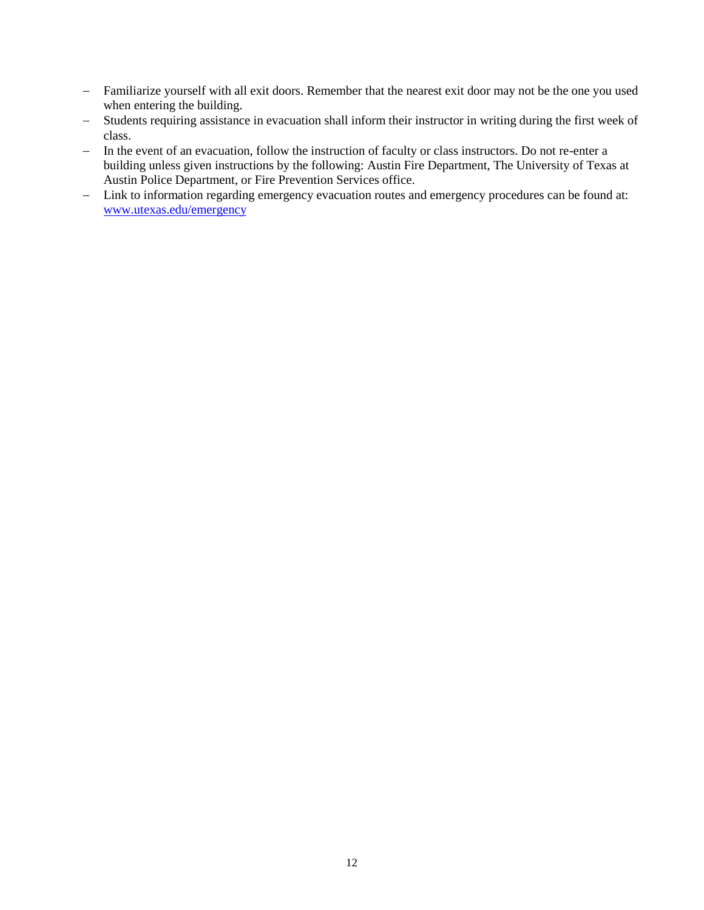- Familiarize yourself with all exit doors. Remember that the nearest exit door may not be the one you used when entering the building.
- Students requiring assistance in evacuation shall inform their instructor in writing during the first week of class.
- In the event of an evacuation, follow the instruction of faculty or class instructors. Do not re-enter a building unless given instructions by the following: Austin Fire Department, The University of Texas at Austin Police Department, or Fire Prevention Services office.
- Link to information regarding emergency evacuation routes and emergency procedures can be found at: [www.utexas.edu/emergency](http://www.utexas.edu/emergency)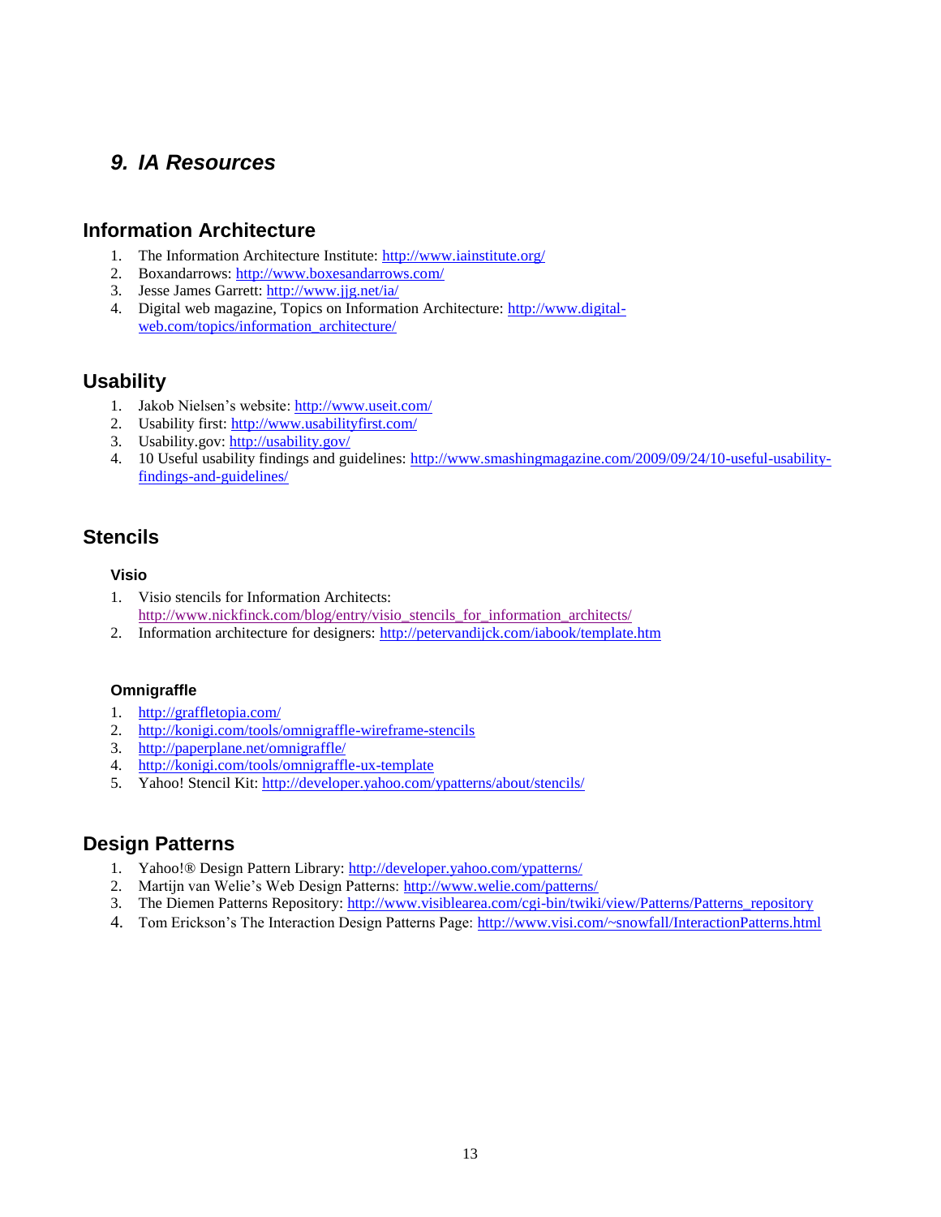## *9. IA Resources*

### Information Architecture

1. The Information Architecture Institute: http://www.iainstitute.org/
2. Boxandarrows: http://www.boxesandarrows.com/
3. Jesse James Garrett: http://www.jjg.net/ia/
4. Digital web magazine, Topics on Information Architecture: http://www.digital-web.com/topics/information_architecture/

### Usability

1. Jakob Nielsen's website: http://www.useit.com/
2. Usability first: http://www.usabilityfirst.com/
3. Usability.gov: http://usability.gov/
4. 10 Useful usability findings and guidelines: http://www.smashingmagazine.com/2009/09/24/10-useful-usability-findings-and-guidelines/

### Stencils

#### Visio

1. Visio stencils for Information Architects: http://www.nickfinck.com/blog/entry/visio_stencils_for_information_architects/
2. Information architecture for designers: http://petervandijck.com/iabook/template.htm

#### Omnigraffle

1. http://graffletopia.com/
2. http://konigi.com/tools/omnigraffle-wireframe-stencils
3. http://paperplane.net/omnigraffle/
4. http://konigi.com/tools/omnigraffle-ux-template
5. Yahoo! Stencil Kit: http://developer.yahoo.com/ypatterns/about/stencils/

### Design Patterns

1. Yahoo!® Design Pattern Library: http://developer.yahoo.com/ypatterns/
2. Martijn van Welie's Web Design Patterns: http://www.welie.com/patterns/
3. The Diemen Patterns Repository: http://www.visiblearea.com/cgi-bin/twiki/view/Patterns/Patterns_repository
4. Tom Erickson's The Interaction Design Patterns Page: http://www.visi.com/~snowfall/InteractionPatterns.html